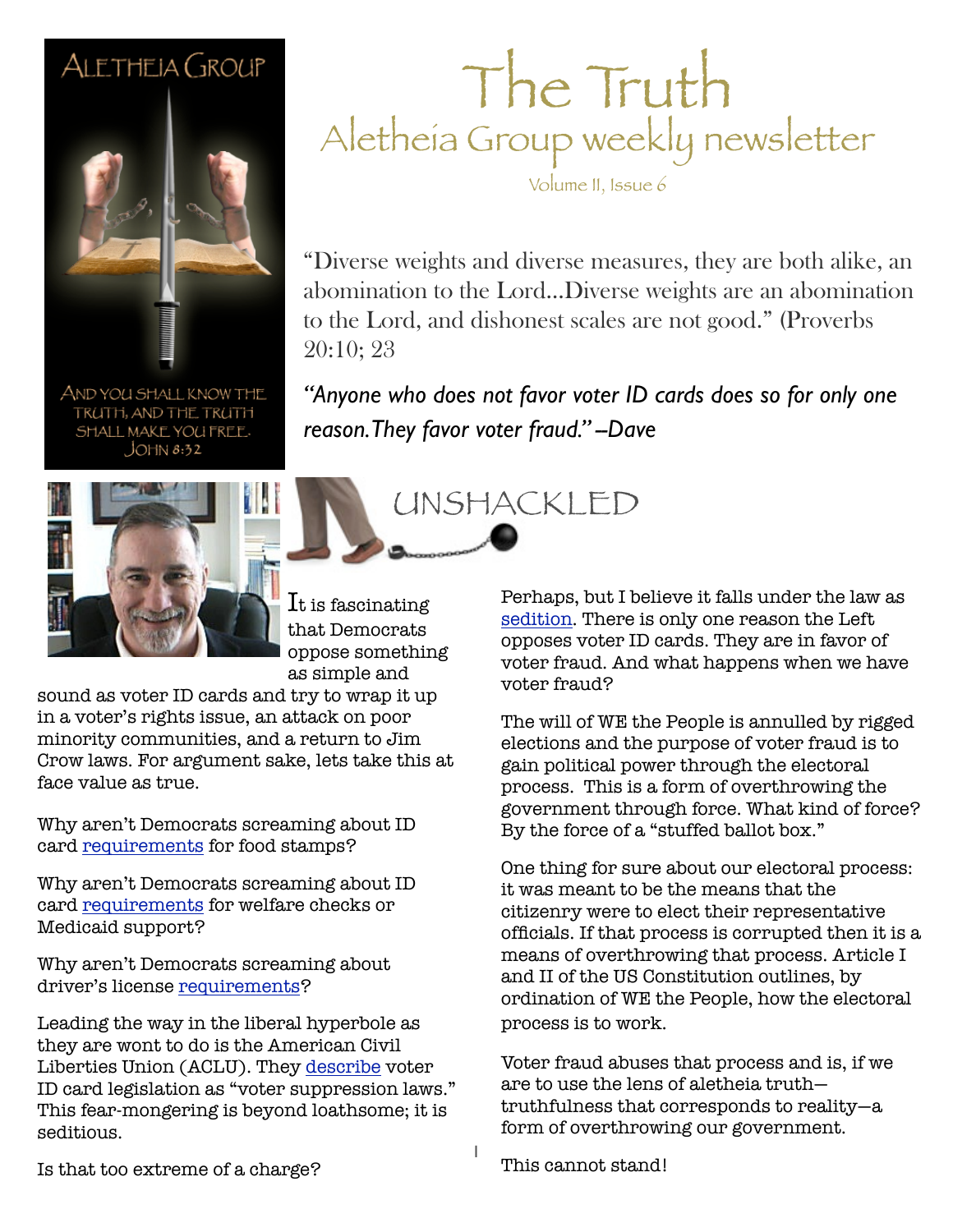Aletheia Group

And you shall know the truth, and the truth shall make you free. John 8:32

# The Truth

## Aletheia Group weekly newsletter

Volume II, Issue 6

"Diverse weights and diverse measures, they are both alike, an abomination to the Lord…Diverse weights are an abomination to the Lord, and dishonest scales are not good." (Proverbs 20:10; 23

*"Anyone who does not favor voter ID cards does so for only one reason. They favor voter fraud." –Dave*

## UNSHACKLED

It is fascinating that Democrats oppose something as simple and sound as voter ID cards and try to wrap it up in a voter's rights issue, an attack on poor minority communities, and a return to Jim Crow laws. For argument sake, lets take this at face value as true.

Why aren't Democrats screaming about ID card requirements for food stamps?

Why aren't Democrats screaming about ID card requirements for welfare checks or Medicaid support?

Why aren't Democrats screaming about driver's license requirements?

Leading the way in the liberal hyperbole as they are wont to do is the American Civil Liberties Union (ACLU). They describe voter ID card legislation as "voter suppression laws." This fear-mongering is beyond loathsome; it is seditious.

Is that too extreme of a charge?

Perhaps, but I believe it falls under the law as sedition. There is only one reason the Left opposes voter ID cards. They are in favor of voter fraud. And what happens when we have voter fraud?

The will of WE the People is annulled by rigged elections and the purpose of voter fraud is to gain political power through the electoral process. This is a form of overthrowing the government through force. What kind of force? By the force of a "stuffed ballot box."

One thing for sure about our electoral process: it was meant to be the means that the citizenry were to elect their representative officials. If that process is corrupted then it is a means of overthrowing that process. Article I and II of the US Constitution outlines, by ordination of WE the People, how the electoral process is to work.

Voter fraud abuses that process and is, if we are to use the lens of aletheia truth—truthfulness that corresponds to reality—a form of overthrowing our government.

This cannot stand!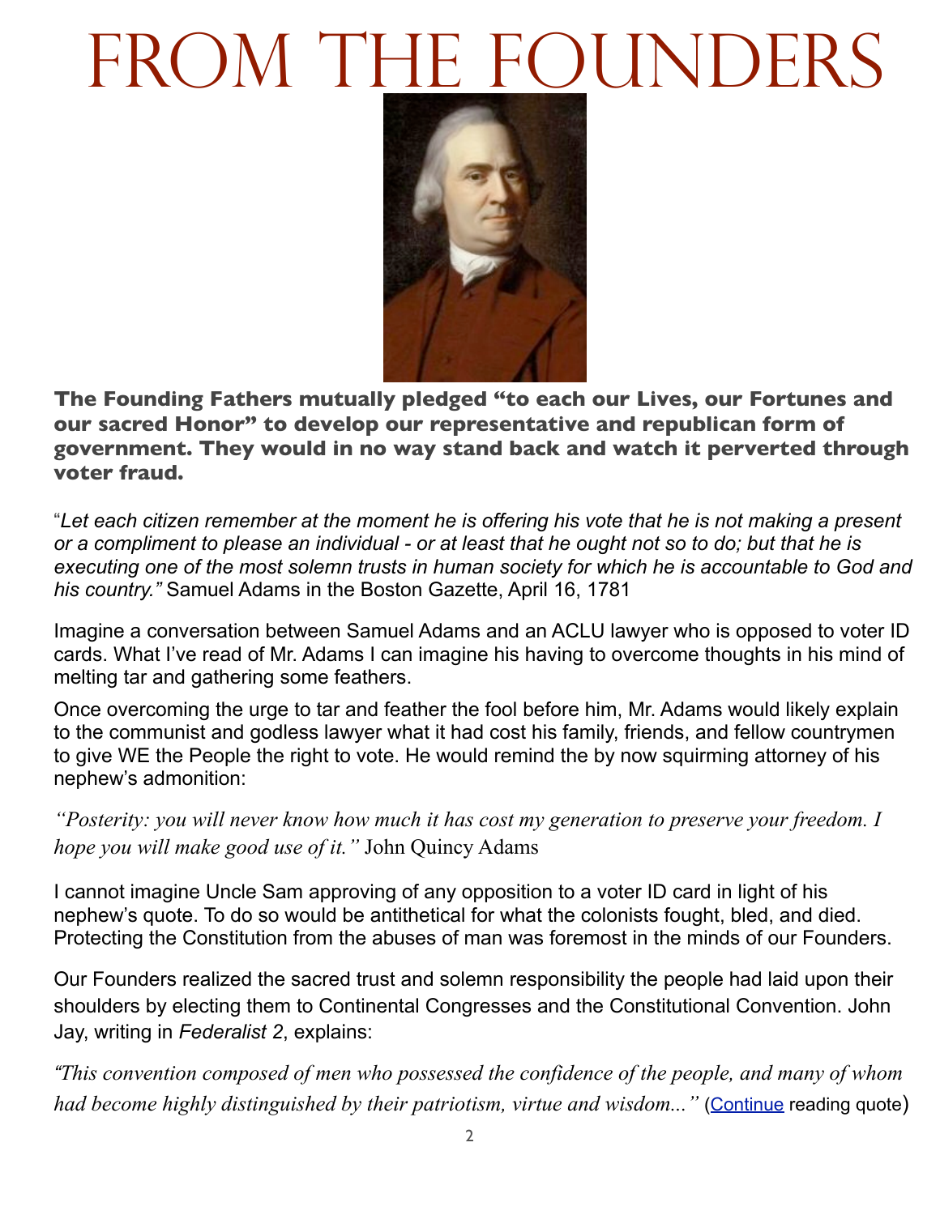# From the Founders

**The Founding Fathers mutually pledged "to each our Lives, our Fortunes and our sacred Honor" to develop our representative and republican form of government. They would in no way stand back and watch it perverted through voter fraud.**

"*Let each citizen remember at the moment he is offering his vote that he is not making a present or a compliment to please an individual - or at least that he ought not so to do; but that he is executing one of the most solemn trusts in human society for which he is accountable to God and his country."* Samuel Adams in the Boston Gazette, April 16, 1781

Imagine a conversation between Samuel Adams and an ACLU lawyer who is opposed to voter ID cards. What I've read of Mr. Adams I can imagine his having to overcome thoughts in his mind of melting tar and gathering some feathers.

Once overcoming the urge to tar and feather the fool before him, Mr. Adams would likely explain to the communist and godless lawyer what it had cost his family, friends, and fellow countrymen to give WE the People the right to vote. He would remind the by now squirming attorney of his nephew's admonition:

*"Posterity: you will never know how much it has cost my generation to preserve your freedom. I hope you will make good use of it."* John Quincy Adams

I cannot imagine Uncle Sam approving of any opposition to a voter ID card in light of his nephew's quote. To do so would be antithetical for what the colonists fought, bled, and died. Protecting the Constitution from the abuses of man was foremost in the minds of our Founders.

Our Founders realized the sacred trust and solemn responsibility the people had laid upon their shoulders by electing them to Continental Congresses and the Constitutional Convention. John Jay, writing in *Federalist 2*, explains:

*"This convention composed of men who possessed the confidence of the people, and many of whom had become highly distinguished by their patriotism, virtue and wisdom..."* (Continue reading quote)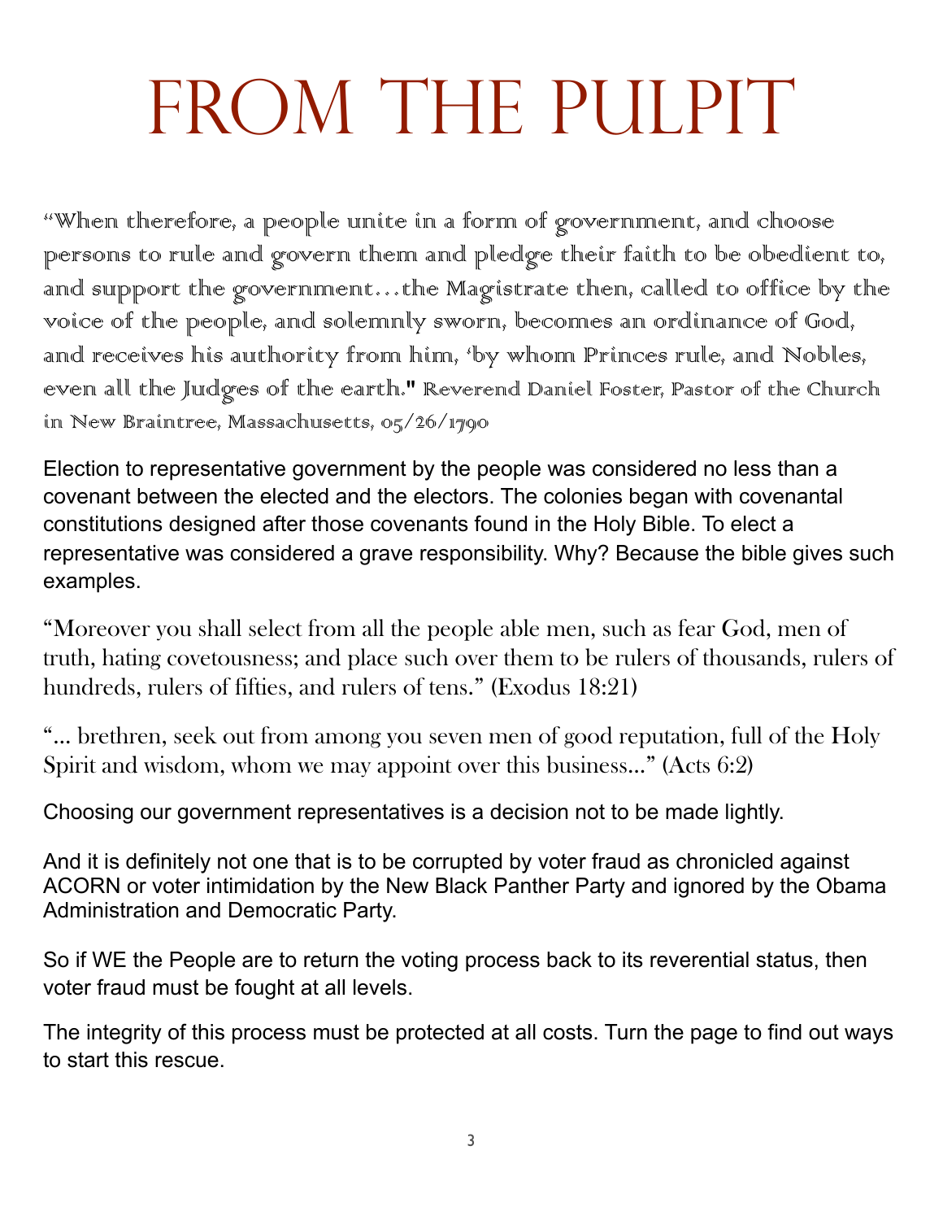# FROM THE PULPIT

"When therefore, a people unite in a form of government, and choose persons to rule and govern them and pledge their faith to be obedient to, and support the government…the Magistrate then, called to office by the voice of the people, and solemnly sworn, becomes an ordinance of God, and receives his authority from him, 'by whom Princes rule, and Nobles, even all the Judges of the earth." Reverend Daniel Foster, Pastor of the Church in New Braintree, Massachusetts, 05/26/1790

Election to representative government by the people was considered no less than a covenant between the elected and the electors. The colonies began with covenantal constitutions designed after those covenants found in the Holy Bible. To elect a representative was considered a grave responsibility. Why? Because the bible gives such examples.

"Moreover you shall select from all the people able men, such as fear God, men of truth, hating covetousness; and place such over them to be rulers of thousands, rulers of hundreds, rulers of fifties, and rulers of tens." (Exodus 18:21)

"... brethren, seek out from among you seven men of good reputation, full of the Holy Spirit and wisdom, whom we may appoint over this business..." (Acts 6:2)

Choosing our government representatives is a decision not to be made lightly.

And it is definitely not one that is to be corrupted by voter fraud as chronicled against ACORN or voter intimidation by the New Black Panther Party and ignored by the Obama Administration and Democratic Party.

So if WE the People are to return the voting process back to its reverential status, then voter fraud must be fought at all levels.

The integrity of this process must be protected at all costs. Turn the page to find out ways to start this rescue.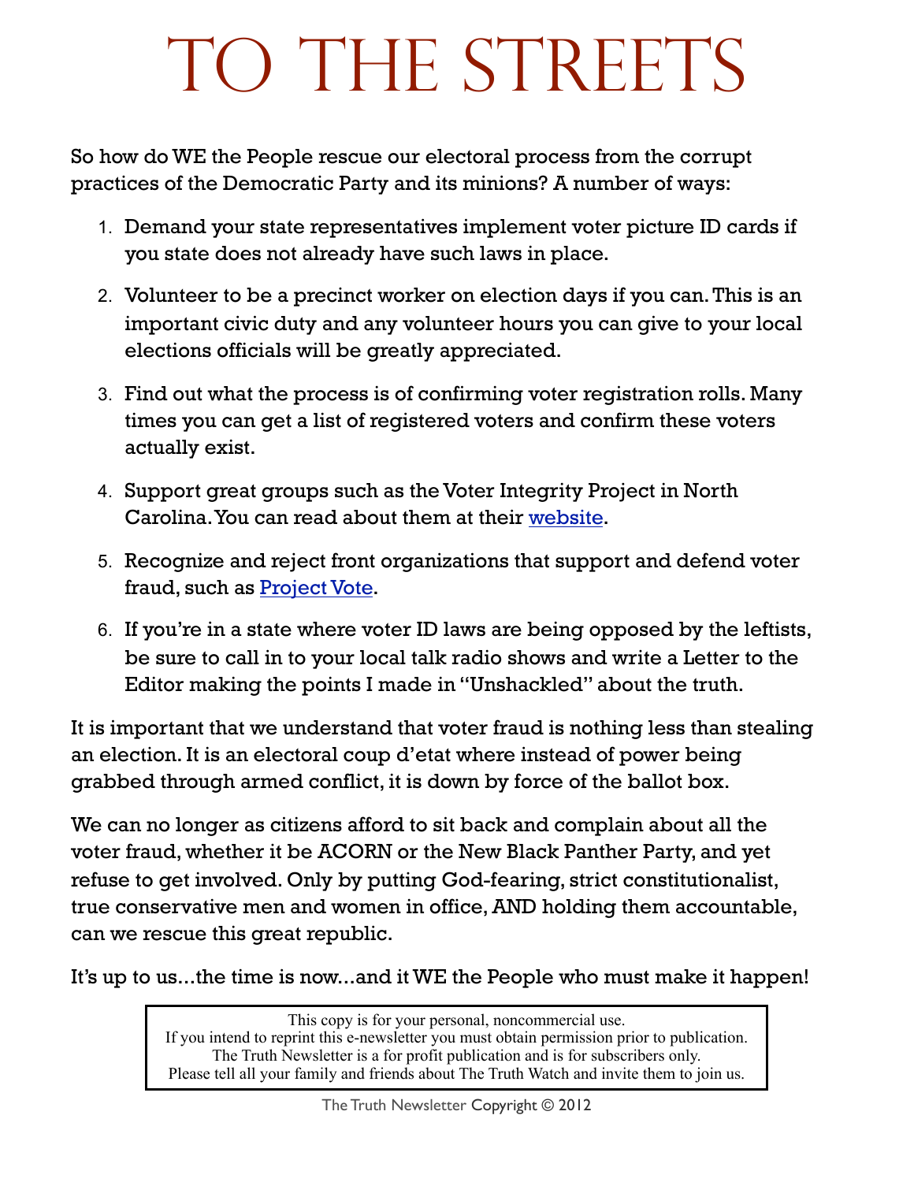# To the Streets

So how do WE the People rescue our electoral process from the corrupt practices of the Democratic Party and its minions? A number of ways:

1. Demand your state representatives implement voter picture ID cards if you state does not already have such laws in place.
2. Volunteer to be a precinct worker on election days if you can. This is an important civic duty and any volunteer hours you can give to your local elections officials will be greatly appreciated.
3. Find out what the process is of confirming voter registration rolls. Many times you can get a list of registered voters and confirm these voters actually exist.
4. Support great groups such as the Voter Integrity Project in North Carolina. You can read about them at their website.
5. Recognize and reject front organizations that support and defend voter fraud, such as Project Vote.
6. If you're in a state where voter ID laws are being opposed by the leftists, be sure to call in to your local talk radio shows and write a Letter to the Editor making the points I made in "Unshackled" about the truth.

It is important that we understand that voter fraud is nothing less than stealing an election. It is an electoral coup d'etat where instead of power being grabbed through armed conflict, it is down by force of the ballot box.

We can no longer as citizens afford to sit back and complain about all the voter fraud, whether it be ACORN or the New Black Panther Party, and yet refuse to get involved. Only by putting God-fearing, strict constitutionalist, true conservative men and women in office, AND holding them accountable, can we rescue this great republic.

It's up to us...the time is now...and it WE the People who must make it happen!

This copy is for your personal, noncommercial use.
If you intend to reprint this e-newsletter you must obtain permission prior to publication.
The Truth Newsletter is a for profit publication and is for subscribers only.
Please tell all your family and friends about The Truth Watch and invite them to join us.

The Truth Newsletter Copyright © 2012